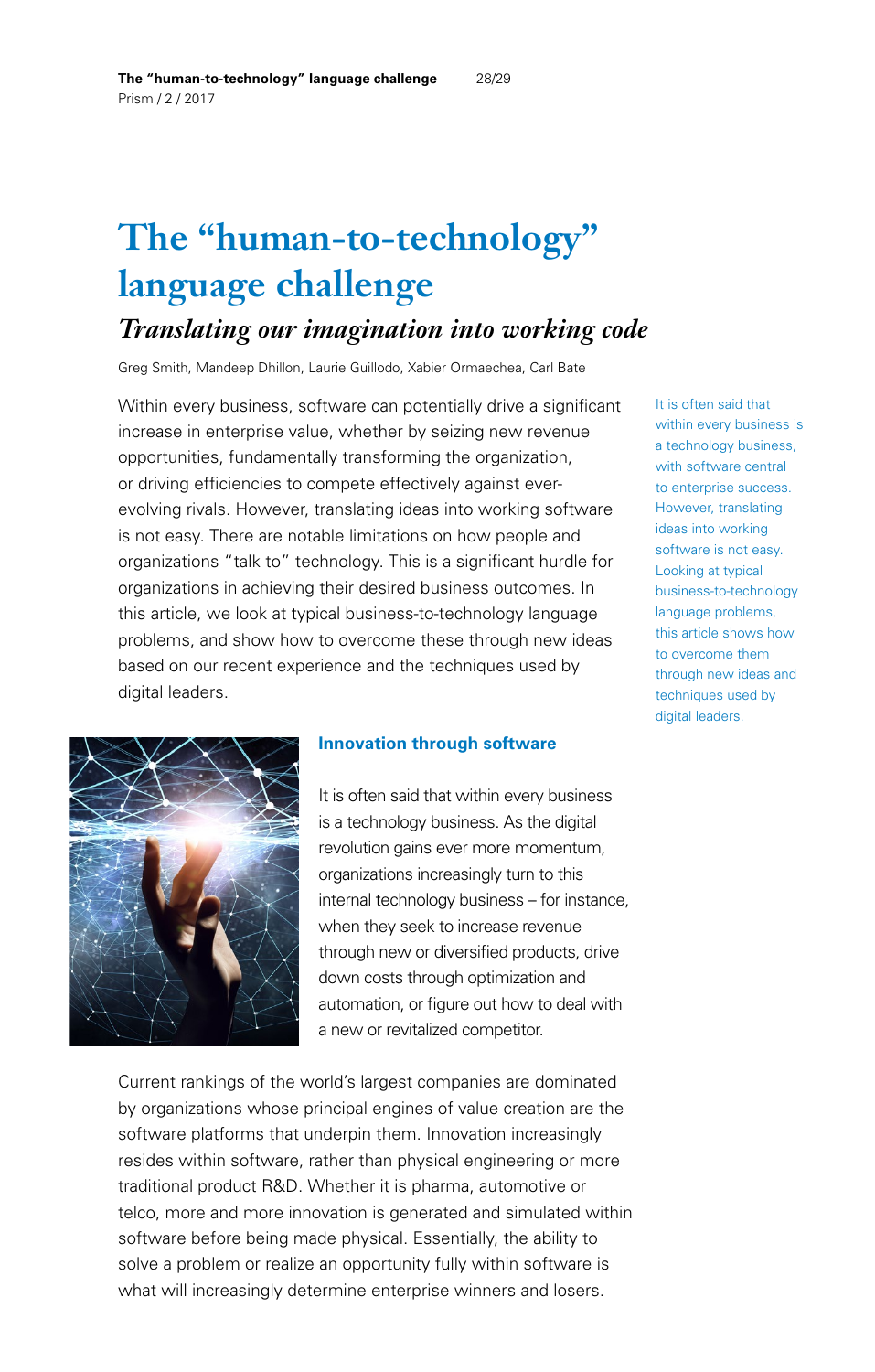# The "human-to-technology" language challenge

## *Translating our imagination into working code*

Greg Smith, Mandeep Dhillon, Laurie Guillodo, Xabier Ormaechea, Carl Bate

Within every business, software can potentially drive a significant increase in enterprise value, whether by seizing new revenue opportunities, fundamentally transforming the organization, or driving efficiencies to compete effectively against ever-evolving rivals. However, translating ideas into working software is not easy. There are notable limitations on how people and organizations "talk to" technology. This is a significant hurdle for organizations in achieving their desired business outcomes. In this article, we look at typical business-to-technology language problems, and show how to overcome these through new ideas based on our recent experience and the techniques used by digital leaders.

It is often said that within every business is a technology business, with software central to enterprise success. However, translating ideas into working software is not easy. Looking at typical business-to-technology language problems, this article shows how to overcome them through new ideas and techniques used by digital leaders.

### Innovation through software

It is often said that within every business is a technology business. As the digital revolution gains ever more momentum, organizations increasingly turn to this internal technology business – for instance, when they seek to increase revenue through new or diversified products, drive down costs through optimization and automation, or figure out how to deal with a new or revitalized competitor.

Current rankings of the world's largest companies are dominated by organizations whose principal engines of value creation are the software platforms that underpin them. Innovation increasingly resides within software, rather than physical engineering or more traditional product R&D. Whether it is pharma, automotive or telco, more and more innovation is generated and simulated within software before being made physical. Essentially, the ability to solve a problem or realize an opportunity fully within software is what will increasingly determine enterprise winners and losers.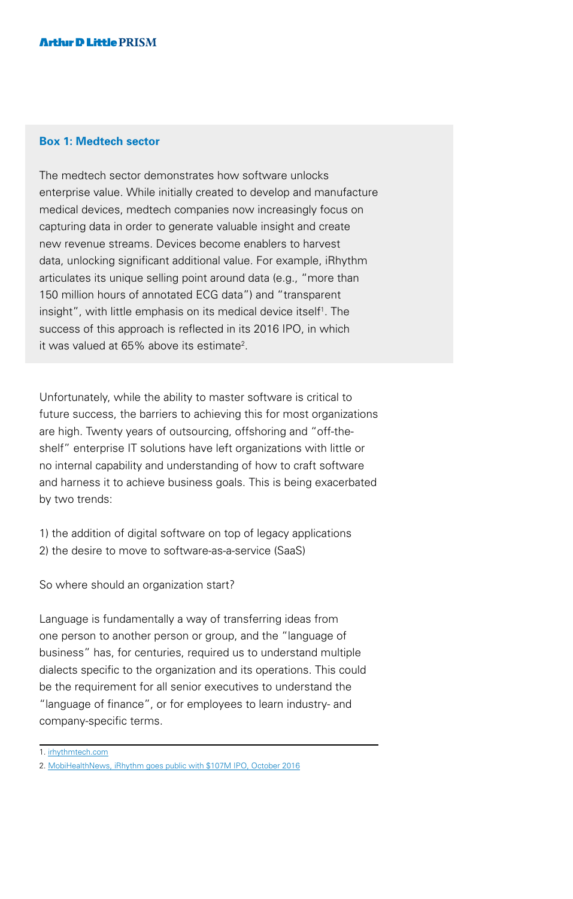**Box 1: Medtech sector**

The medtech sector demonstrates how software unlocks enterprise value. While initially created to develop and manufacture medical devices, medtech companies now increasingly focus on capturing data in order to generate valuable insight and create new revenue streams. Devices become enablers to harvest data, unlocking significant additional value. For example, iRhythm articulates its unique selling point around data (e.g., "more than 150 million hours of annotated ECG data") and "transparent insight", with little emphasis on its medical device itself[1]. The success of this approach is reflected in its 2016 IPO, in which it was valued at 65% above its estimate[2].

Unfortunately, while the ability to master software is critical to future success, the barriers to achieving this for most organizations are high. Twenty years of outsourcing, offshoring and "off-the-shelf" enterprise IT solutions have left organizations with little or no internal capability and understanding of how to craft software and harness it to achieve business goals. This is being exacerbated by two trends:

1) the addition of digital software on top of legacy applications
2) the desire to move to software-as-a-service (SaaS)

So where should an organization start?

Language is fundamentally a way of transferring ideas from one person to another person or group, and the "language of business" has, for centuries, required us to understand multiple dialects specific to the organization and its operations. This could be the requirement for all senior executives to understand the "language of finance", or for employees to learn industry- and company-specific terms.

---

1. irhythmtech.com
2. MobiHealthNews, iRhythm goes public with $107M IPO, October 2016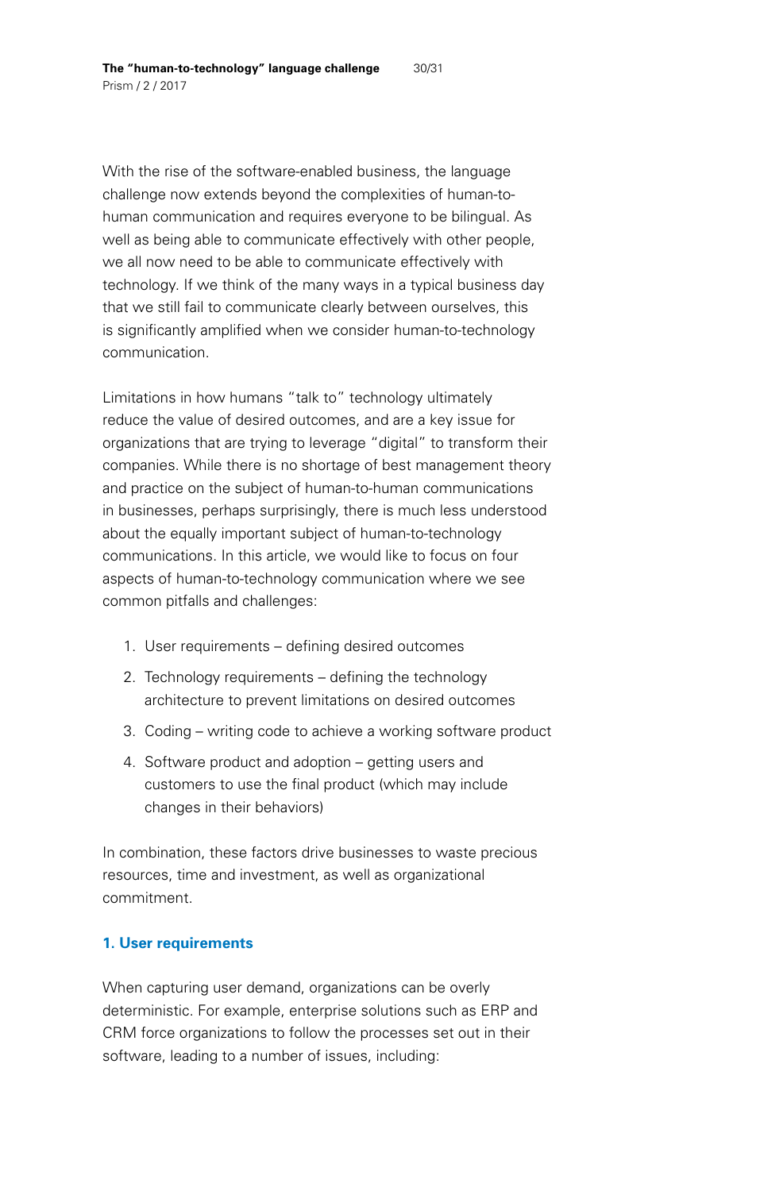With the rise of the software-enabled business, the language challenge now extends beyond the complexities of human-to-human communication and requires everyone to be bilingual. As well as being able to communicate effectively with other people, we all now need to be able to communicate effectively with technology. If we think of the many ways in a typical business day that we still fail to communicate clearly between ourselves, this is significantly amplified when we consider human-to-technology communication.

Limitations in how humans "talk to" technology ultimately reduce the value of desired outcomes, and are a key issue for organizations that are trying to leverage "digital" to transform their companies. While there is no shortage of best management theory and practice on the subject of human-to-human communications in businesses, perhaps surprisingly, there is much less understood about the equally important subject of human-to-technology communications. In this article, we would like to focus on four aspects of human-to-technology communication where we see common pitfalls and challenges:

1. User requirements – defining desired outcomes
2. Technology requirements – defining the technology architecture to prevent limitations on desired outcomes
3. Coding – writing code to achieve a working software product
4. Software product and adoption – getting users and customers to use the final product (which may include changes in their behaviors)

In combination, these factors drive businesses to waste precious resources, time and investment, as well as organizational commitment.

## 1. User requirements

When capturing user demand, organizations can be overly deterministic. For example, enterprise solutions such as ERP and CRM force organizations to follow the processes set out in their software, leading to a number of issues, including: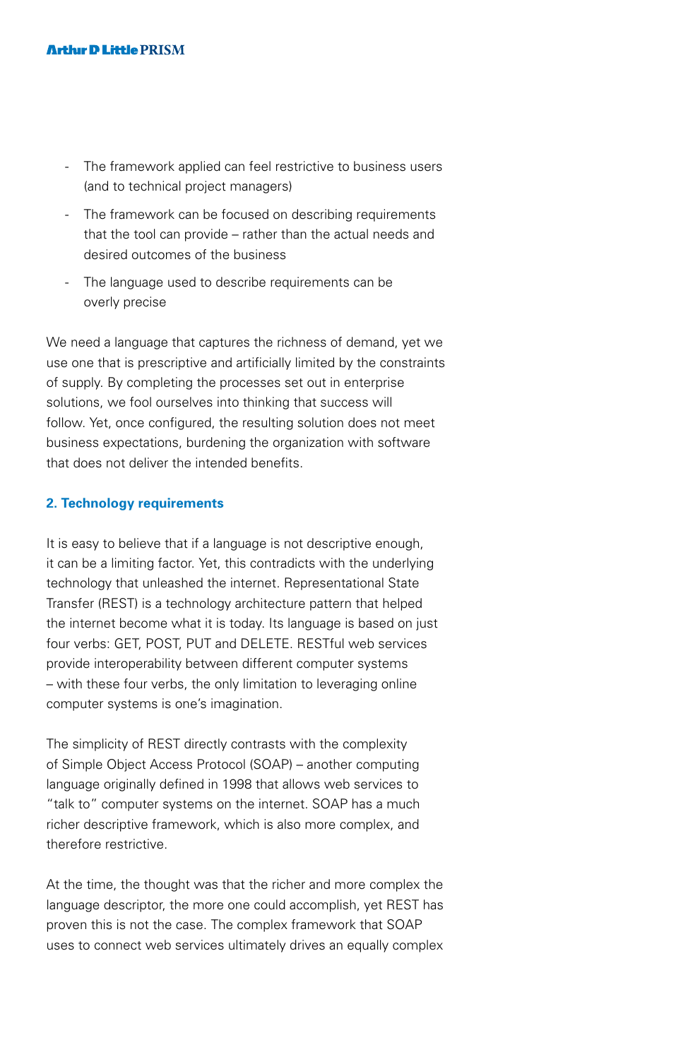- The framework applied can feel restrictive to business users (and to technical project managers)
- The framework can be focused on describing requirements that the tool can provide – rather than the actual needs and desired outcomes of the business
- The language used to describe requirements can be overly precise

We need a language that captures the richness of demand, yet we use one that is prescriptive and artificially limited by the constraints of supply. By completing the processes set out in enterprise solutions, we fool ourselves into thinking that success will follow. Yet, once configured, the resulting solution does not meet business expectations, burdening the organization with software that does not deliver the intended benefits.

## 2. Technology requirements

It is easy to believe that if a language is not descriptive enough, it can be a limiting factor. Yet, this contradicts with the underlying technology that unleashed the internet. Representational State Transfer (REST) is a technology architecture pattern that helped the internet become what it is today. Its language is based on just four verbs: GET, POST, PUT and DELETE. RESTful web services provide interoperability between different computer systems – with these four verbs, the only limitation to leveraging online computer systems is one's imagination.

The simplicity of REST directly contrasts with the complexity of Simple Object Access Protocol (SOAP) – another computing language originally defined in 1998 that allows web services to "talk to" computer systems on the internet. SOAP has a much richer descriptive framework, which is also more complex, and therefore restrictive.

At the time, the thought was that the richer and more complex the language descriptor, the more one could accomplish, yet REST has proven this is not the case. The complex framework that SOAP uses to connect web services ultimately drives an equally complex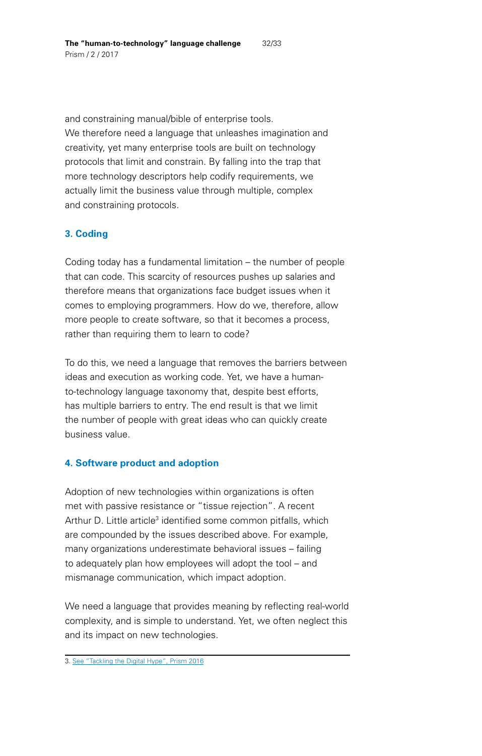and constraining manual/bible of enterprise tools. We therefore need a language that unleashes imagination and creativity, yet many enterprise tools are built on technology protocols that limit and constrain. By falling into the trap that more technology descriptors help codify requirements, we actually limit the business value through multiple, complex and constraining protocols.

### 3. Coding

Coding today has a fundamental limitation – the number of people that can code. This scarcity of resources pushes up salaries and therefore means that organizations face budget issues when it comes to employing programmers. How do we, therefore, allow more people to create software, so that it becomes a process, rather than requiring them to learn to code?

To do this, we need a language that removes the barriers between ideas and execution as working code. Yet, we have a human-to-technology language taxonomy that, despite best efforts, has multiple barriers to entry. The end result is that we limit the number of people with great ideas who can quickly create business value.

### 4. Software product and adoption

Adoption of new technologies within organizations is often met with passive resistance or "tissue rejection". A recent Arthur D. Little article[3] identified some common pitfalls, which are compounded by the issues described above. For example, many organizations underestimate behavioral issues – failing to adequately plan how employees will adopt the tool – and mismanage communication, which impact adoption.

We need a language that provides meaning by reflecting real-world complexity, and is simple to understand. Yet, we often neglect this and its impact on new technologies.

---

3. See "Tackling the Digital Hype", Prism 2016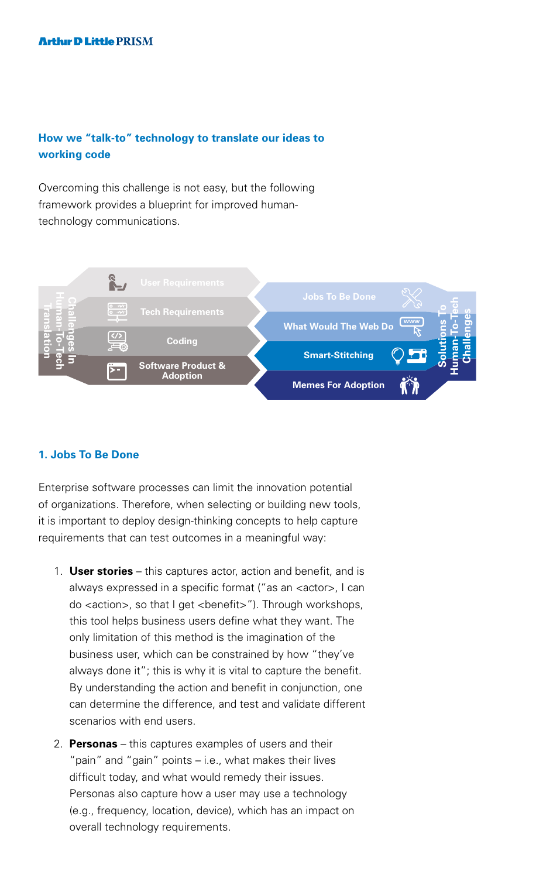## How we "talk-to" technology to translate our ideas to working code

Overcoming this challenge is not easy, but the following framework provides a blueprint for improved human-technology communications.

Challenges In Human-To-Tech Translation

- User Requirements
- Tech Requirements
- Coding
- Software Product & Adoption

Solutions To Human-To-Tech Challenges

- Jobs To Be Done
- What Would The Web Do
- Smart-Stitching
- Memes For Adoption

### 1. Jobs To Be Done

Enterprise software processes can limit the innovation potential of organizations. Therefore, when selecting or building new tools, it is important to deploy design-thinking concepts to help capture requirements that can test outcomes in a meaningful way:

1. **User stories** – this captures actor, action and benefit, and is always expressed in a specific format ("as an <actor>, I can do <action>, so that I get <benefit>"). Through workshops, this tool helps business users define what they want. The only limitation of this method is the imagination of the business user, which can be constrained by how "they've always done it"; this is why it is vital to capture the benefit. By understanding the action and benefit in conjunction, one can determine the difference, and test and validate different scenarios with end users.
2. **Personas** – this captures examples of users and their "pain" and "gain" points – i.e., what makes their lives difficult today, and what would remedy their issues. Personas also capture how a user may use a technology (e.g., frequency, location, device), which has an impact on overall technology requirements.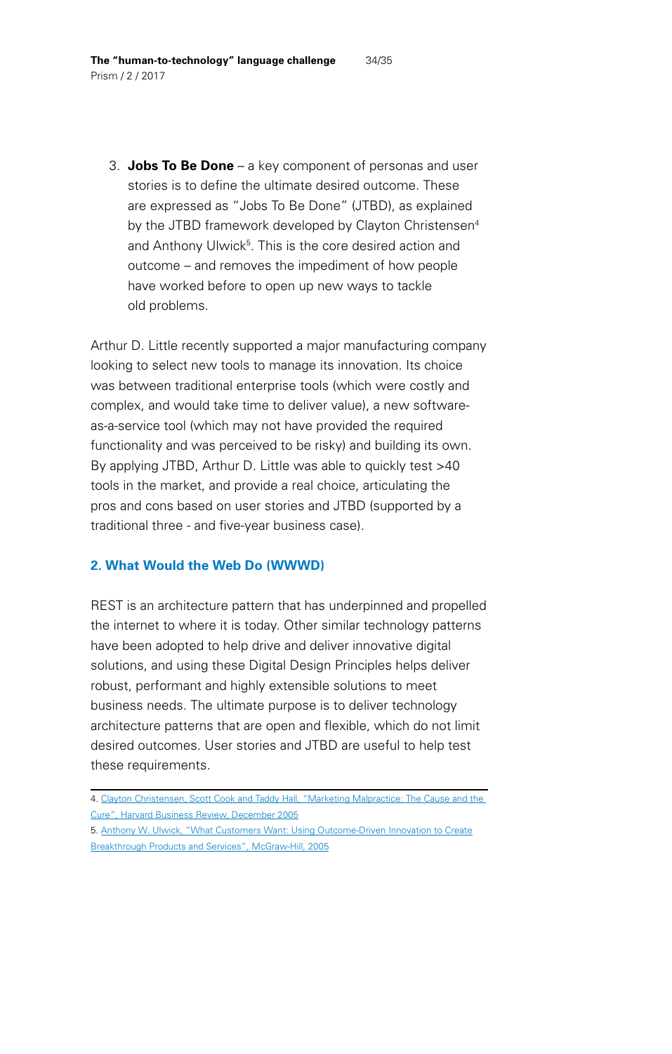3. **Jobs To Be Done** – a key component of personas and user stories is to define the ultimate desired outcome. These are expressed as "Jobs To Be Done" (JTBD), as explained by the JTBD framework developed by Clayton Christensen[4] and Anthony Ulwick[5]. This is the core desired action and outcome – and removes the impediment of how people have worked before to open up new ways to tackle old problems.

Arthur D. Little recently supported a major manufacturing company looking to select new tools to manage its innovation. Its choice was between traditional enterprise tools (which were costly and complex, and would take time to deliver value), a new software-as-a-service tool (which may not have provided the required functionality and was perceived to be risky) and building its own. By applying JTBD, Arthur D. Little was able to quickly test >40 tools in the market, and provide a real choice, articulating the pros and cons based on user stories and JTBD (supported by a traditional three - and five-year business case).

## 2. What Would the Web Do (WWWD)

REST is an architecture pattern that has underpinned and propelled the internet to where it is today. Other similar technology patterns have been adopted to help drive and deliver innovative digital solutions, and using these Digital Design Principles helps deliver robust, performant and highly extensible solutions to meet business needs. The ultimate purpose is to deliver technology architecture patterns that are open and flexible, which do not limit desired outcomes. User stories and JTBD are useful to help test these requirements.

---

4. Clayton Christensen, Scott Cook and Taddy Hall, "Marketing Malpractice: The Cause and the Cure", Harvard Business Review, December 2005
5. Anthony W. Ulwick, "What Customers Want: Using Outcome-Driven Innovation to Create Breakthrough Products and Services", McGraw-Hill, 2005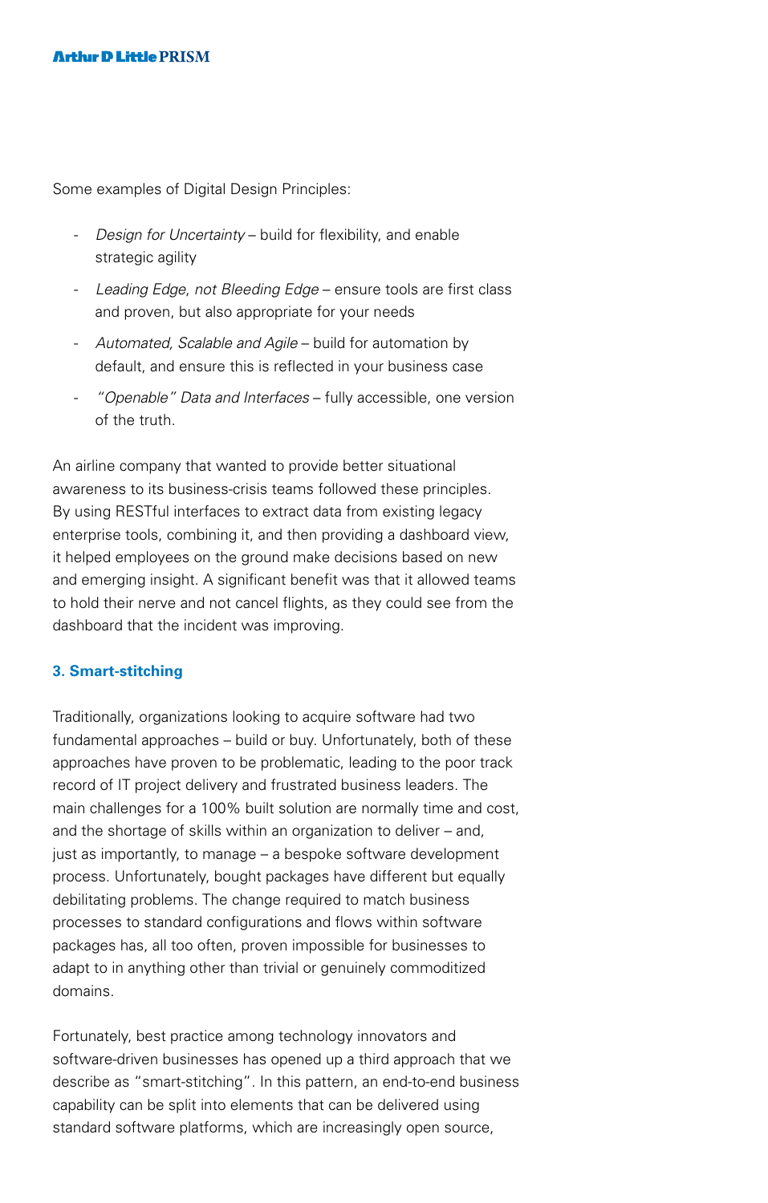Some examples of Digital Design Principles:

- *Design for Uncertainty* – build for flexibility, and enable strategic agility
- *Leading Edge, not Bleeding Edge* – ensure tools are first class and proven, but also appropriate for your needs
- *Automated, Scalable and Agile* – build for automation by default, and ensure this is reflected in your business case
- *"Openable" Data and Interfaces* – fully accessible, one version of the truth.

An airline company that wanted to provide better situational awareness to its business-crisis teams followed these principles. By using RESTful interfaces to extract data from existing legacy enterprise tools, combining it, and then providing a dashboard view, it helped employees on the ground make decisions based on new and emerging insight. A significant benefit was that it allowed teams to hold their nerve and not cancel flights, as they could see from the dashboard that the incident was improving.

### 3. Smart-stitching

Traditionally, organizations looking to acquire software had two fundamental approaches – build or buy. Unfortunately, both of these approaches have proven to be problematic, leading to the poor track record of IT project delivery and frustrated business leaders. The main challenges for a 100% built solution are normally time and cost, and the shortage of skills within an organization to deliver – and, just as importantly, to manage – a bespoke software development process. Unfortunately, bought packages have different but equally debilitating problems. The change required to match business processes to standard configurations and flows within software packages has, all too often, proven impossible for businesses to adapt to in anything other than trivial or genuinely commoditized domains.

Fortunately, best practice among technology innovators and software-driven businesses has opened up a third approach that we describe as "smart-stitching". In this pattern, an end-to-end business capability can be split into elements that can be delivered using standard software platforms, which are increasingly open source,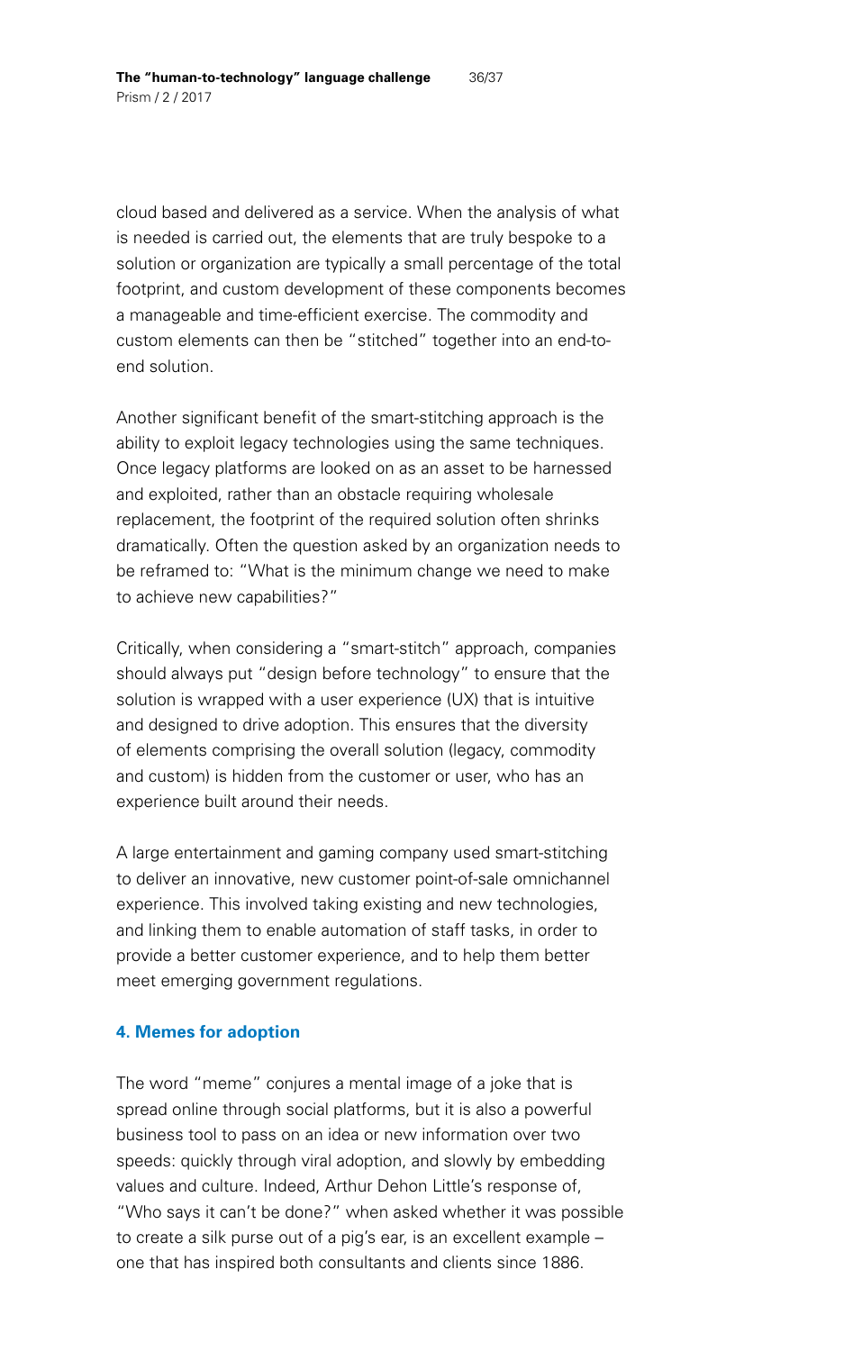cloud based and delivered as a service. When the analysis of what is needed is carried out, the elements that are truly bespoke to a solution or organization are typically a small percentage of the total footprint, and custom development of these components becomes a manageable and time-efficient exercise. The commodity and custom elements can then be "stitched" together into an end-to-end solution.

Another significant benefit of the smart-stitching approach is the ability to exploit legacy technologies using the same techniques. Once legacy platforms are looked on as an asset to be harnessed and exploited, rather than an obstacle requiring wholesale replacement, the footprint of the required solution often shrinks dramatically. Often the question asked by an organization needs to be reframed to: "What is the minimum change we need to make to achieve new capabilities?"

Critically, when considering a "smart-stitch" approach, companies should always put "design before technology" to ensure that the solution is wrapped with a user experience (UX) that is intuitive and designed to drive adoption. This ensures that the diversity of elements comprising the overall solution (legacy, commodity and custom) is hidden from the customer or user, who has an experience built around their needs.

A large entertainment and gaming company used smart-stitching to deliver an innovative, new customer point-of-sale omnichannel experience. This involved taking existing and new technologies, and linking them to enable automation of staff tasks, in order to provide a better customer experience, and to help them better meet emerging government regulations.

### 4. Memes for adoption

The word "meme" conjures a mental image of a joke that is spread online through social platforms, but it is also a powerful business tool to pass on an idea or new information over two speeds: quickly through viral adoption, and slowly by embedding values and culture. Indeed, Arthur Dehon Little's response of, "Who says it can't be done?" when asked whether it was possible to create a silk purse out of a pig's ear, is an excellent example – one that has inspired both consultants and clients since 1886.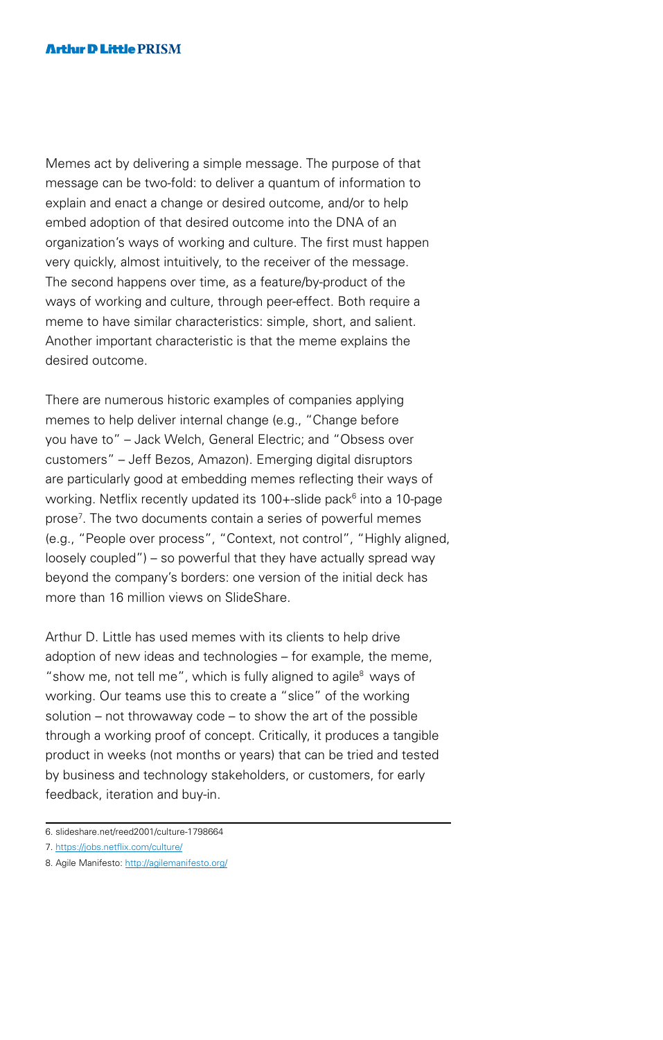Memes act by delivering a simple message. The purpose of that message can be two-fold: to deliver a quantum of information to explain and enact a change or desired outcome, and/or to help embed adoption of that desired outcome into the DNA of an organization's ways of working and culture. The first must happen very quickly, almost intuitively, to the receiver of the message. The second happens over time, as a feature/by-product of the ways of working and culture, through peer-effect. Both require a meme to have similar characteristics: simple, short, and salient. Another important characteristic is that the meme explains the desired outcome.

There are numerous historic examples of companies applying memes to help deliver internal change (e.g., "Change before you have to" – Jack Welch, General Electric; and "Obsess over customers" – Jeff Bezos, Amazon). Emerging digital disruptors are particularly good at embedding memes reflecting their ways of working. Netflix recently updated its 100+-slide pack[6] into a 10-page prose[7]. The two documents contain a series of powerful memes (e.g., "People over process", "Context, not control", "Highly aligned, loosely coupled") – so powerful that they have actually spread way beyond the company's borders: one version of the initial deck has more than 16 million views on SlideShare.

Arthur D. Little has used memes with its clients to help drive adoption of new ideas and technologies – for example, the meme, "show me, not tell me", which is fully aligned to agile[8] ways of working. Our teams use this to create a "slice" of the working solution – not throwaway code – to show the art of the possible through a working proof of concept. Critically, it produces a tangible product in weeks (not months or years) that can be tried and tested by business and technology stakeholders, or customers, for early feedback, iteration and buy-in.

---

6. slideshare.net/reed2001/culture-1798664
7. https://jobs.netflix.com/culture/
8. Agile Manifesto: http://agilemanifesto.org/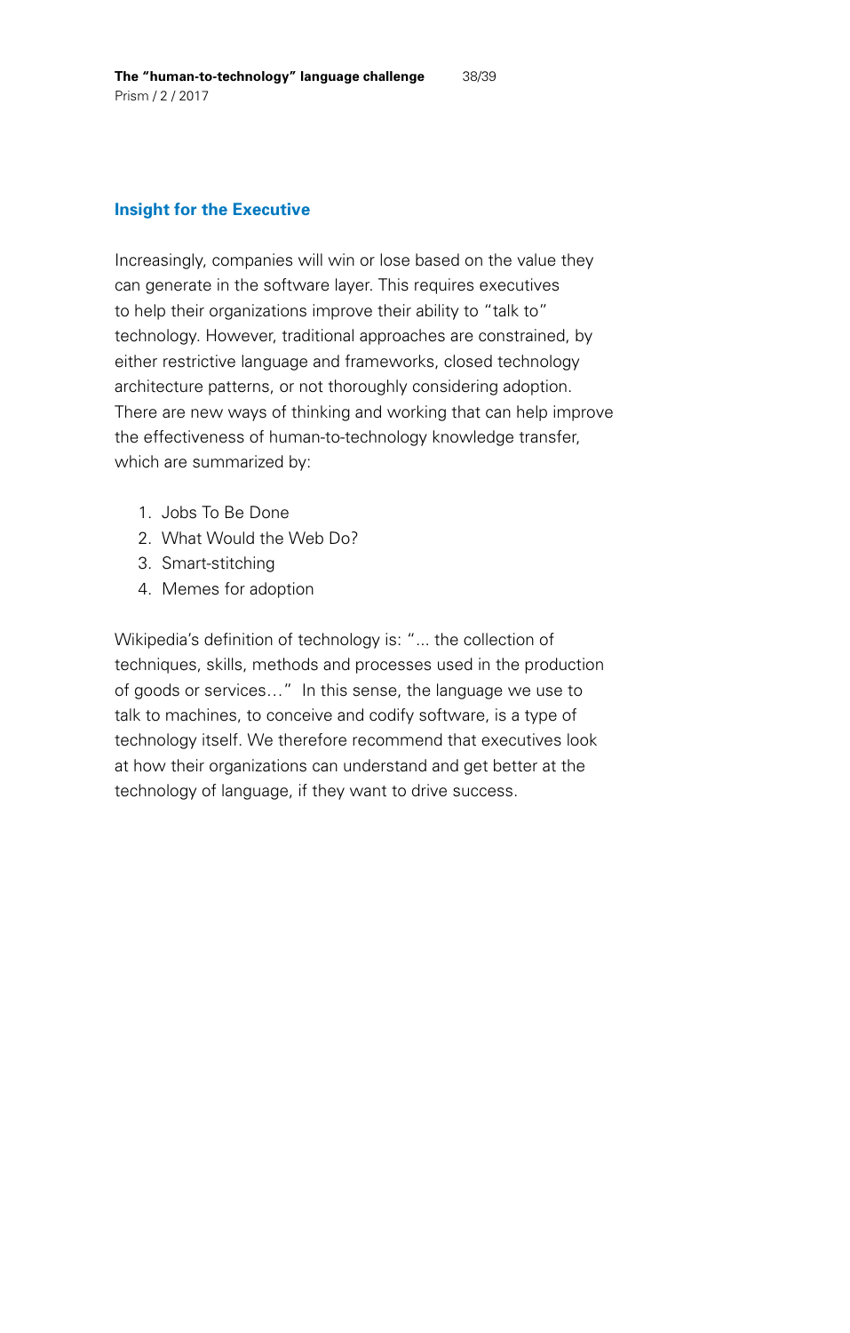## Insight for the Executive

Increasingly, companies will win or lose based on the value they can generate in the software layer. This requires executives to help their organizations improve their ability to "talk to" technology. However, traditional approaches are constrained, by either restrictive language and frameworks, closed technology architecture patterns, or not thoroughly considering adoption. There are new ways of thinking and working that can help improve the effectiveness of human-to-technology knowledge transfer, which are summarized by:

1. Jobs To Be Done
2. What Would the Web Do?
3. Smart-stitching
4. Memes for adoption

Wikipedia's definition of technology is: "... the collection of techniques, skills, methods and processes used in the production of goods or services…" In this sense, the language we use to talk to machines, to conceive and codify software, is a type of technology itself. We therefore recommend that executives look at how their organizations can understand and get better at the technology of language, if they want to drive success.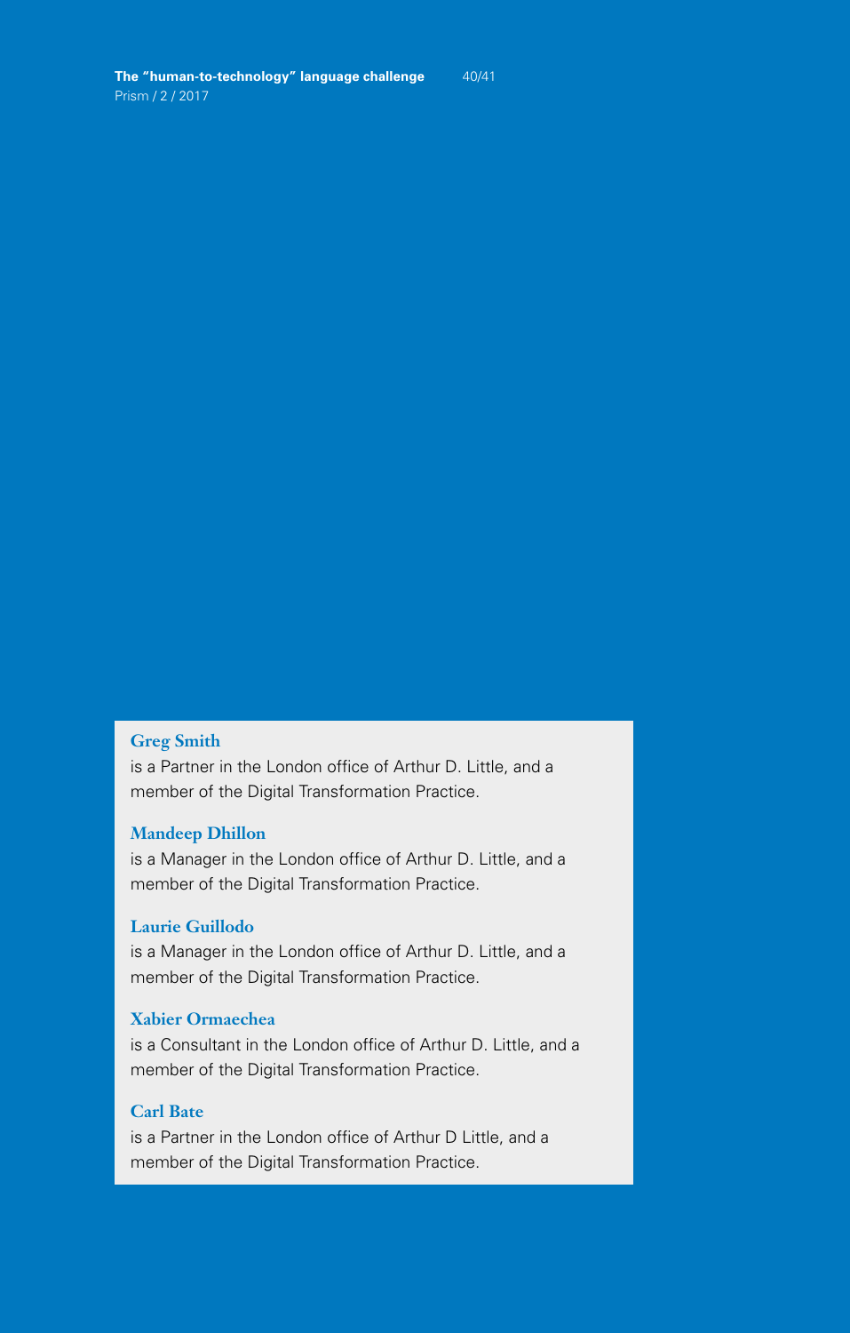**Greg Smith**
is a Partner in the London office of Arthur D. Little, and a member of the Digital Transformation Practice.

**Mandeep Dhillon**
is a Manager in the London office of Arthur D. Little, and a member of the Digital Transformation Practice.

**Laurie Guillodo**
is a Manager in the London office of Arthur D. Little, and a member of the Digital Transformation Practice.

**Xabier Ormaechea**
is a Consultant in the London office of Arthur D. Little, and a member of the Digital Transformation Practice.

**Carl Bate**
is a Partner in the London office of Arthur D Little, and a member of the Digital Transformation Practice.